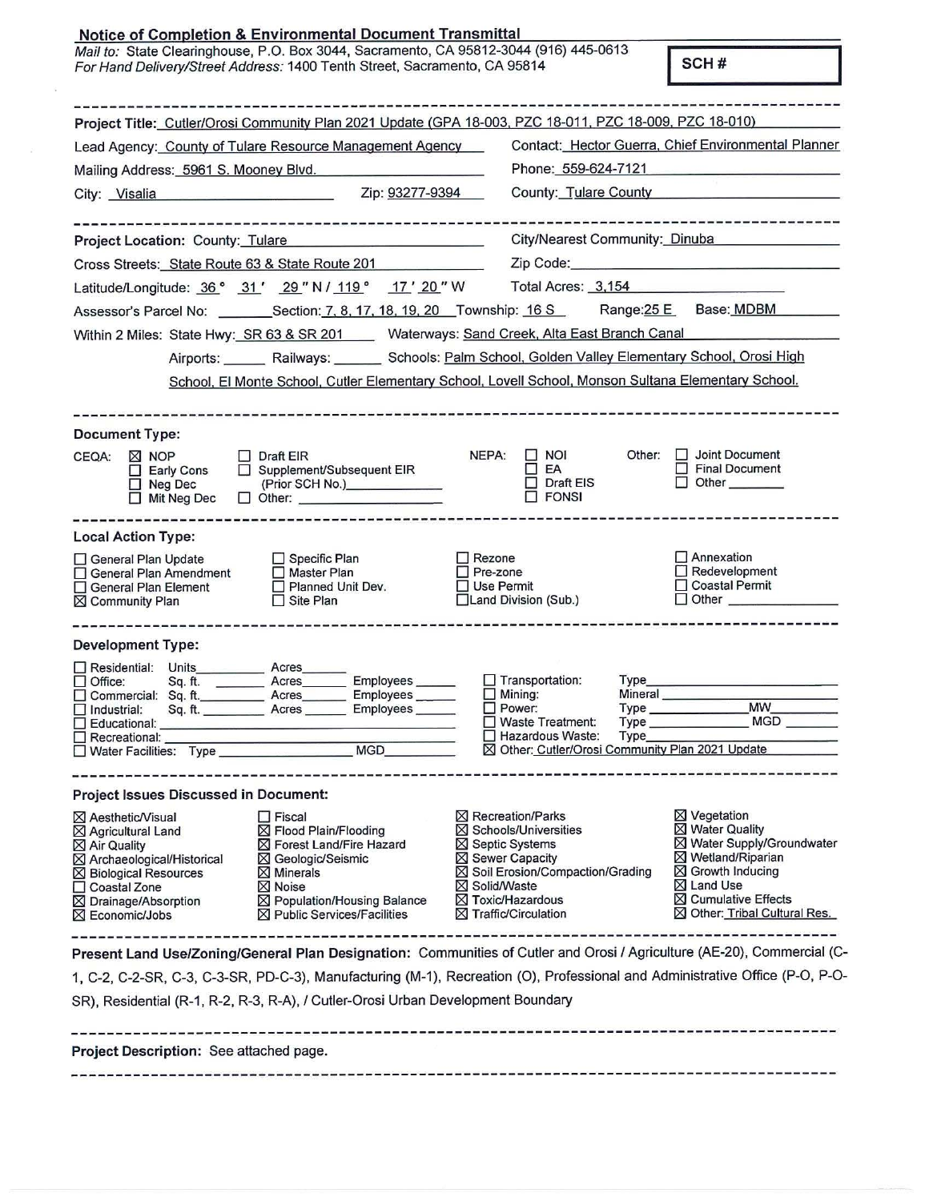## Notice of Completion & Environmental Document Transmittal

*Mail to:* State Clearinghouse, P.O. Box 3044, Sacramento, CA 95812-3044 (916) 445-0613
*For Hand Delivery/Street Address:* 1400 Tenth Street, Sacramento, CA 95814

**SCH #**

---

**Project Title:** Cutler/Orosi Community Plan 2021 Update (GPA 18-003, PZC 18-011, PZC 18-009, PZC 18-010)

Lead Agency: County of Tulare Resource Management Agency
Contact: Hector Guerra, Chief Environmental Planner

Mailing Address: 5961 S. Mooney Blvd.
Phone: 559-624-7121

City: Visalia Zip: 93277-9394
County: Tulare County

---

**Project Location:** County: Tulare
City/Nearest Community: Dinuba

Cross Streets: State Route 63 & State Route 201
Zip Code:

Latitude/Longitude: 36° 31′ 29″ N / 119° 17′ 20″ W
Total Acres: 3,154

Assessor's Parcel No: ______ Section: 7, 8, 17, 18, 19, 20 Township: 16 S Range: 25 E Base: MDBM

Within 2 Miles: State Hwy: SR 63 & SR 201 Waterways: Sand Creek, Alta East Branch Canal

Airports: ______ Railways: ______ Schools: Palm School, Golden Valley Elementary School, Orosi High School, El Monte School, Cutler Elementary School, Lovell School, Monson Sultana Elementary School.

---

**Document Type:**

CEQA:
- ☒ NOP
- ☐ Early Cons
- ☐ Neg Dec
- ☐ Mit Neg Dec
- ☐ Draft EIR
- ☐ Supplement/Subsequent EIR (Prior SCH No.) ______
- ☐ Other: ______

NEPA:
- ☐ NOI
- ☐ EA
- ☐ Draft EIS
- ☐ FONSI

Other:
- ☐ Joint Document
- ☐ Final Document
- ☐ Other ______

---

**Local Action Type:**

- ☐ General Plan Update
- ☐ General Plan Amendment
- ☐ General Plan Element
- ☒ Community Plan
- ☐ Specific Plan
- ☐ Master Plan
- ☐ Planned Unit Dev.
- ☐ Site Plan
- ☐ Rezone
- ☐ Pre-zone
- ☐ Use Permit
- ☐ Land Division (Sub.)
- ☐ Annexation
- ☐ Redevelopment
- ☐ Coastal Permit
- ☐ Other ______

---

**Development Type:**

- ☐ Residential: Units ______ Acres ______
- ☐ Office: Sq. ft. ______ Acres ______ Employees ______
- ☐ Commercial: Sq. ft. ______ Acres ______ Employees ______
- ☐ Industrial: Sq. ft. ______ Acres ______ Employees ______
- ☐ Educational: ______
- ☐ Recreational: ______
- ☐ Water Facilities: Type ______ MGD ______
- ☐ Transportation: Type ______
- ☐ Mining: Mineral ______
- ☐ Power: Type ______ MW ______
- ☐ Waste Treatment: Type ______ MGD ______
- ☐ Hazardous Waste: Type ______
- ☒ Other: Cutler/Orosi Community Plan 2021 Update

---

**Project Issues Discussed in Document:**

- ☒ Aesthetic/Visual
- ☒ Agricultural Land
- ☒ Air Quality
- ☒ Archaeological/Historical
- ☒ Biological Resources
- ☐ Coastal Zone
- ☒ Drainage/Absorption
- ☒ Economic/Jobs
- ☐ Fiscal
- ☒ Flood Plain/Flooding
- ☒ Forest Land/Fire Hazard
- ☒ Geologic/Seismic
- ☒ Minerals
- ☒ Noise
- ☒ Population/Housing Balance
- ☒ Public Services/Facilities
- ☒ Recreation/Parks
- ☒ Schools/Universities
- ☒ Septic Systems
- ☒ Sewer Capacity
- ☒ Soil Erosion/Compaction/Grading
- ☒ Solid/Waste
- ☒ Toxic/Hazardous
- ☒ Traffic/Circulation
- ☒ Vegetation
- ☒ Water Quality
- ☒ Water Supply/Groundwater
- ☒ Wetland/Riparian
- ☒ Growth Inducing
- ☒ Land Use
- ☒ Cumulative Effects
- ☒ Other: Tribal Cultural Res.

---

**Present Land Use/Zoning/General Plan Designation:** Communities of Cutler and Orosi / Agriculture (AE-20), Commercial (C-1, C-2, C-2-SR, C-3, C-3-SR, PD-C-3), Manufacturing (M-1), Recreation (O), Professional and Administrative Office (P-O, P-O-SR), Residential (R-1, R-2, R-3, R-A), / Cutler-Orosi Urban Development Boundary

---

**Project Description:** See attached page.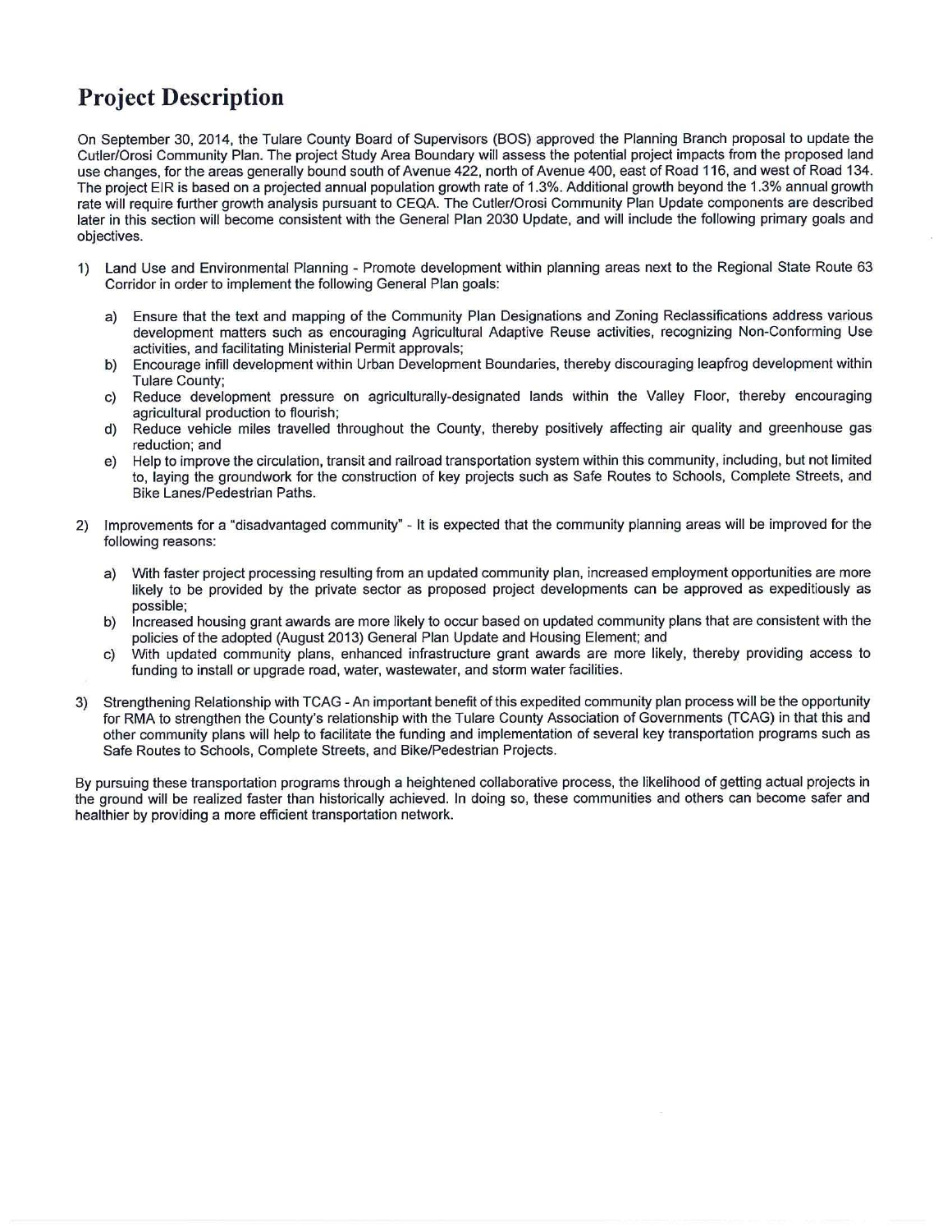# Project Description

On September 30, 2014, the Tulare County Board of Supervisors (BOS) approved the Planning Branch proposal to update the Cutler/Orosi Community Plan. The project Study Area Boundary will assess the potential project impacts from the proposed land use changes, for the areas generally bound south of Avenue 422, north of Avenue 400, east of Road 116, and west of Road 134. The project EIR is based on a projected annual population growth rate of 1.3%. Additional growth beyond the 1.3% annual growth rate will require further growth analysis pursuant to CEQA. The Cutler/Orosi Community Plan Update components are described later in this section will become consistent with the General Plan 2030 Update, and will include the following primary goals and objectives.

1) Land Use and Environmental Planning - Promote development within planning areas next to the Regional State Route 63 Corridor in order to implement the following General Plan goals:

   a) Ensure that the text and mapping of the Community Plan Designations and Zoning Reclassifications address various development matters such as encouraging Agricultural Adaptive Reuse activities, recognizing Non-Conforming Use activities, and facilitating Ministerial Permit approvals;
   b) Encourage infill development within Urban Development Boundaries, thereby discouraging leapfrog development within Tulare County;
   c) Reduce development pressure on agriculturally-designated lands within the Valley Floor, thereby encouraging agricultural production to flourish;
   d) Reduce vehicle miles travelled throughout the County, thereby positively affecting air quality and greenhouse gas reduction; and
   e) Help to improve the circulation, transit and railroad transportation system within this community, including, but not limited to, laying the groundwork for the construction of key projects such as Safe Routes to Schools, Complete Streets, and Bike Lanes/Pedestrian Paths.

2) Improvements for a "disadvantaged community" - It is expected that the community planning areas will be improved for the following reasons:

   a) With faster project processing resulting from an updated community plan, increased employment opportunities are more likely to be provided by the private sector as proposed project developments can be approved as expeditiously as possible;
   b) Increased housing grant awards are more likely to occur based on updated community plans that are consistent with the policies of the adopted (August 2013) General Plan Update and Housing Element; and
   c) With updated community plans, enhanced infrastructure grant awards are more likely, thereby providing access to funding to install or upgrade road, water, wastewater, and storm water facilities.

3) Strengthening Relationship with TCAG - An important benefit of this expedited community plan process will be the opportunity for RMA to strengthen the County's relationship with the Tulare County Association of Governments (TCAG) in that this and other community plans will help to facilitate the funding and implementation of several key transportation programs such as Safe Routes to Schools, Complete Streets, and Bike/Pedestrian Projects.

By pursuing these transportation programs through a heightened collaborative process, the likelihood of getting actual projects in the ground will be realized faster than historically achieved. In doing so, these communities and others can become safer and healthier by providing a more efficient transportation network.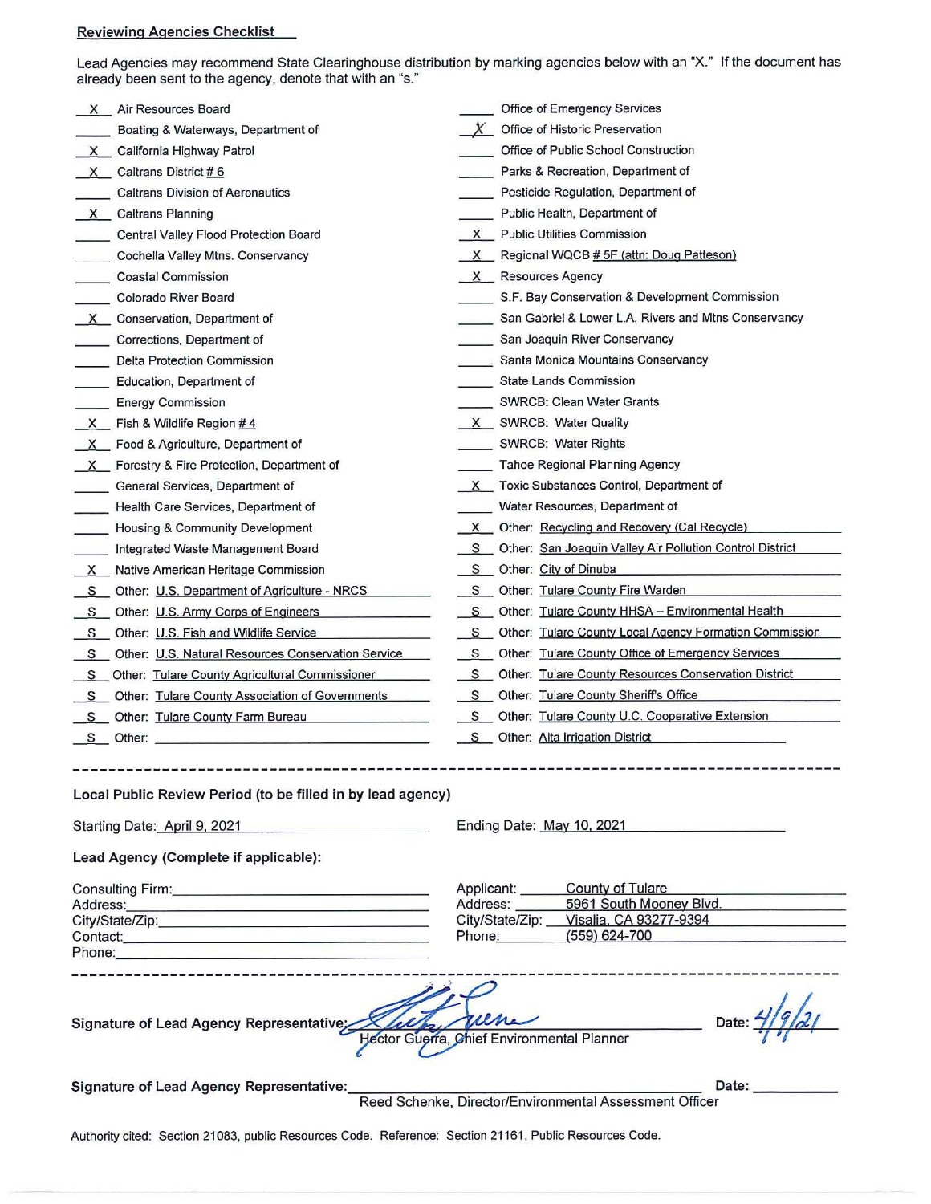**Reviewing Agencies Checklist**

Lead Agencies may recommend State Clearinghouse distribution by marking agencies below with an "X." If the document has already been sent to the agency, denote that with an "s."

| | | | |
|---|---|---|---|
| X | Air Resources Board | | Office of Emergency Services |
| | Boating & Waterways, Department of | X | Office of Historic Preservation |
| X | California Highway Patrol | | Office of Public School Construction |
| X | Caltrans District # 6 | | Parks & Recreation, Department of |
| | Caltrans Division of Aeronautics | | Pesticide Regulation, Department of |
| X | Caltrans Planning | | Public Health, Department of |
| | Central Valley Flood Protection Board | X | Public Utilities Commission |
| | Cochella Valley Mtns. Conservancy | X | Regional WQCB # 5F (attn: Doug Patteson) |
| | Coastal Commission | X | Resources Agency |
| | Colorado River Board | | S.F. Bay Conservation & Development Commission |
| X | Conservation, Department of | | San Gabriel & Lower L.A. Rivers and Mtns Conservancy |
| | Corrections, Department of | | San Joaquin River Conservancy |
| | Delta Protection Commission | | Santa Monica Mountains Conservancy |
| | Education, Department of | | State Lands Commission |
| | Energy Commission | | SWRCB: Clean Water Grants |
| X | Fish & Wildlife Region # 4 | X | SWRCB: Water Quality |
| X | Food & Agriculture, Department of | | SWRCB: Water Rights |
| X | Forestry & Fire Protection, Department of | | Tahoe Regional Planning Agency |
| | General Services, Department of | X | Toxic Substances Control, Department of |
| | Health Care Services, Department of | | Water Resources, Department of |
| | Housing & Community Development | X | Other: Recycling and Recovery (Cal Recycle) |
| | Integrated Waste Management Board | S | Other: San Joaquin Valley Air Pollution Control District |
| X | Native American Heritage Commission | S | Other: City of Dinuba |
| S | Other: U.S. Department of Agriculture - NRCS | S | Other: Tulare County Fire Warden |
| S | Other: U.S. Army Corps of Engineers | S | Other: Tulare County HHSA – Environmental Health |
| S | Other: U.S. Fish and Wildlife Service | S | Other: Tulare County Local Agency Formation Commission |
| S | Other: U.S. Natural Resources Conservation Service | S | Other: Tulare County Office of Emergency Services |
| S | Other: Tulare County Agricultural Commissioner | S | Other: Tulare County Resources Conservation District |
| S | Other: Tulare County Association of Governments | S | Other: Tulare County Sheriff's Office |
| S | Other: Tulare County Farm Bureau | S | Other: Tulare County U.C. Cooperative Extension |
| S | Other: | S | Other: Alta Irrigation District |

---

**Local Public Review Period (to be filled in by lead agency)**

Starting Date: April 9, 2021

Ending Date: May 10, 2021

**Lead Agency (Complete if applicable):**

Consulting Firm:
Address:
City/State/Zip:
Contact:
Phone:

Applicant: County of Tulare
Address: 5961 South Mooney Blvd.
City/State/Zip: Visalia, CA 93277-9394
Phone: (559) 624-700

---

**Signature of Lead Agency Representative:** [signature] Date: 4/9/21
Hector Guerra, Chief Environmental Planner

**Signature of Lead Agency Representative:** Date:
Reed Schenke, Director/Environmental Assessment Officer

Authority cited: Section 21083, public Resources Code. Reference: Section 21161, Public Resources Code.